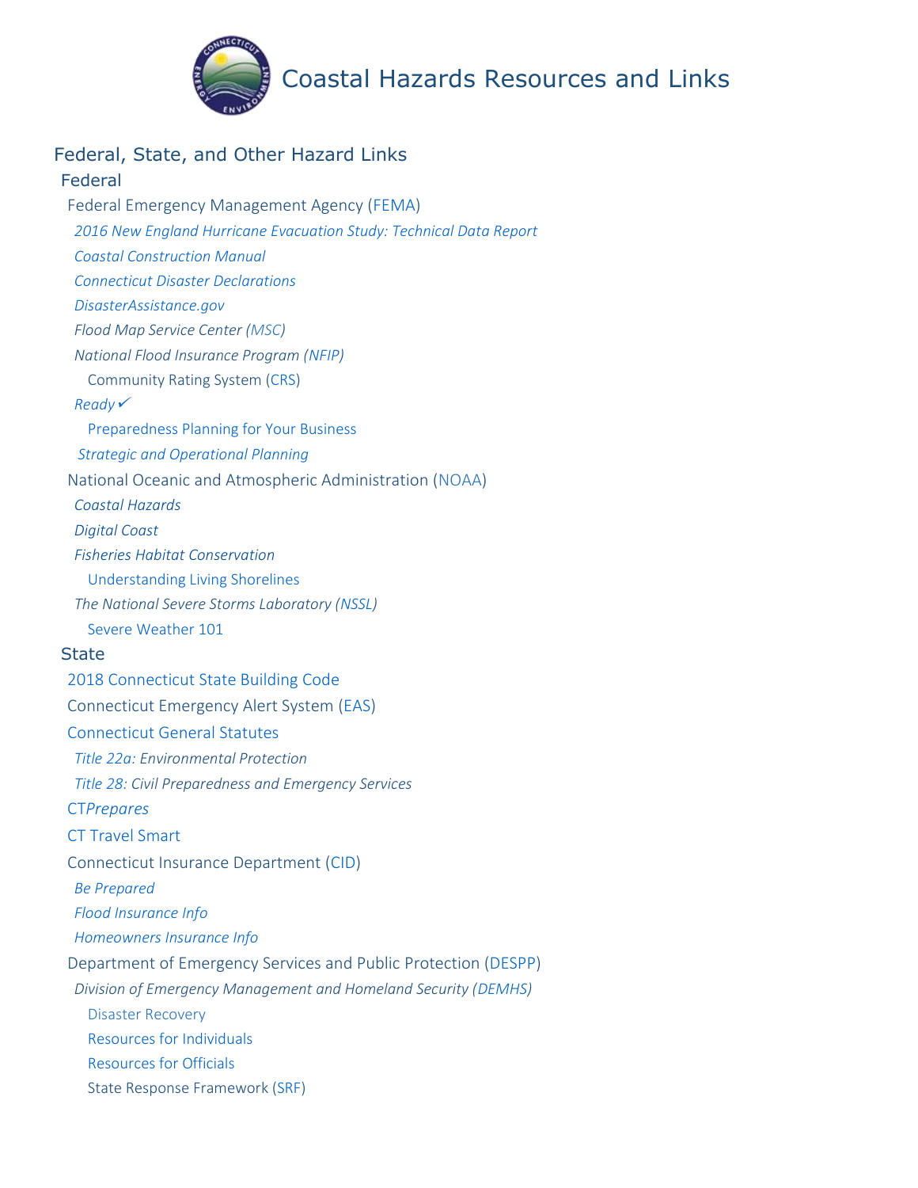# Coastal Hazards Resources and Links

## Federal, State, and Other Hazard Links

### Federal

- Federal Emergency Management Agency (FEMA)
  - *2016 New England Hurricane Evacuation Study: Technical Data Report*
  - *Coastal Construction Manual*
  - *Connecticut Disaster Declarations*
  - *DisasterAssistance.gov*
  - *Flood Map Service Center (MSC)*
  - *National Flood Insurance Program (NFIP)*
    - Community Rating System (CRS)
  - *Ready✓*
    - Preparedness Planning for Your Business
  - *Strategic and Operational Planning*
- National Oceanic and Atmospheric Administration (NOAA)
  - *Coastal Hazards*
  - *Digital Coast*
  - *Fisheries Habitat Conservation*
    - Understanding Living Shorelines
  - *The National Severe Storms Laboratory (NSSL)*
    - Severe Weather 101

### State

- 2018 Connecticut State Building Code
- Connecticut Emergency Alert System (EAS)
- Connecticut General Statutes
  - *Title 22a: Environmental Protection*
  - *Title 28: Civil Preparedness and Emergency Services*
- CT*Prepares*
- CT Travel Smart
- Connecticut Insurance Department (CID)
  - *Be Prepared*
  - *Flood Insurance Info*
  - *Homeowners Insurance Info*
- Department of Emergency Services and Public Protection (DESPP)
  - *Division of Emergency Management and Homeland Security (DEMHS)*
    - Disaster Recovery
    - Resources for Individuals
    - Resources for Officials
    - State Response Framework (SRF)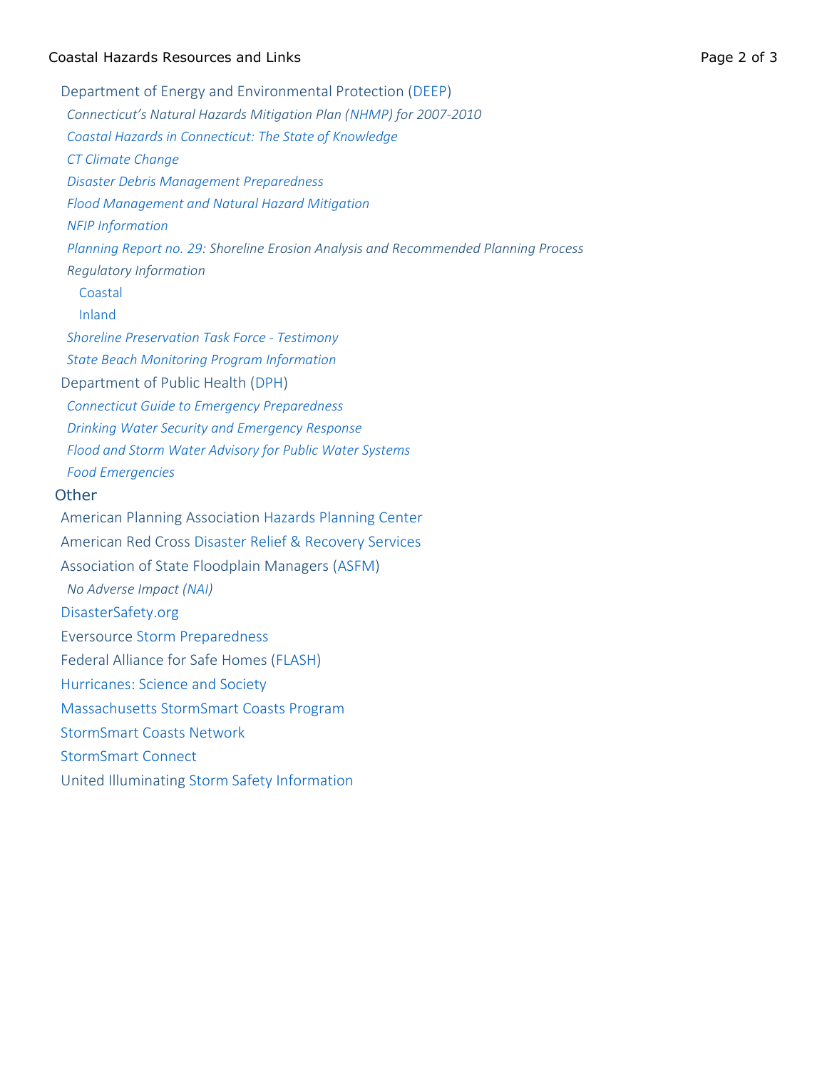- Department of Energy and Environmental Protection (DEEP)
  - *Connecticut's Natural Hazards Mitigation Plan (NHMP) for 2007-2010*
  - *Coastal Hazards in Connecticut: The State of Knowledge*
  - *CT Climate Change*
  - *Disaster Debris Management Preparedness*
  - *Flood Management and Natural Hazard Mitigation*
  - *NFIP Information*
  - *Planning Report no. 29: Shoreline Erosion Analysis and Recommended Planning Process*
  - *Regulatory Information*
    - Coastal
    - Inland
  - *Shoreline Preservation Task Force - Testimony*
  - *State Beach Monitoring Program Information*
- Department of Public Health (DPH)
  - *Connecticut Guide to Emergency Preparedness*
  - *Drinking Water Security and Emergency Response*
  - *Flood and Storm Water Advisory for Public Water Systems*
  - *Food Emergencies*

## Other

- American Planning Association Hazards Planning Center
- American Red Cross Disaster Relief & Recovery Services
- Association of State Floodplain Managers (ASFM)
  - *No Adverse Impact (NAI)*
- DisasterSafety.org
- Eversource Storm Preparedness
- Federal Alliance for Safe Homes (FLASH)
- Hurricanes: Science and Society
- Massachusetts StormSmart Coasts Program
- StormSmart Coasts Network
- StormSmart Connect
- United Illuminating Storm Safety Information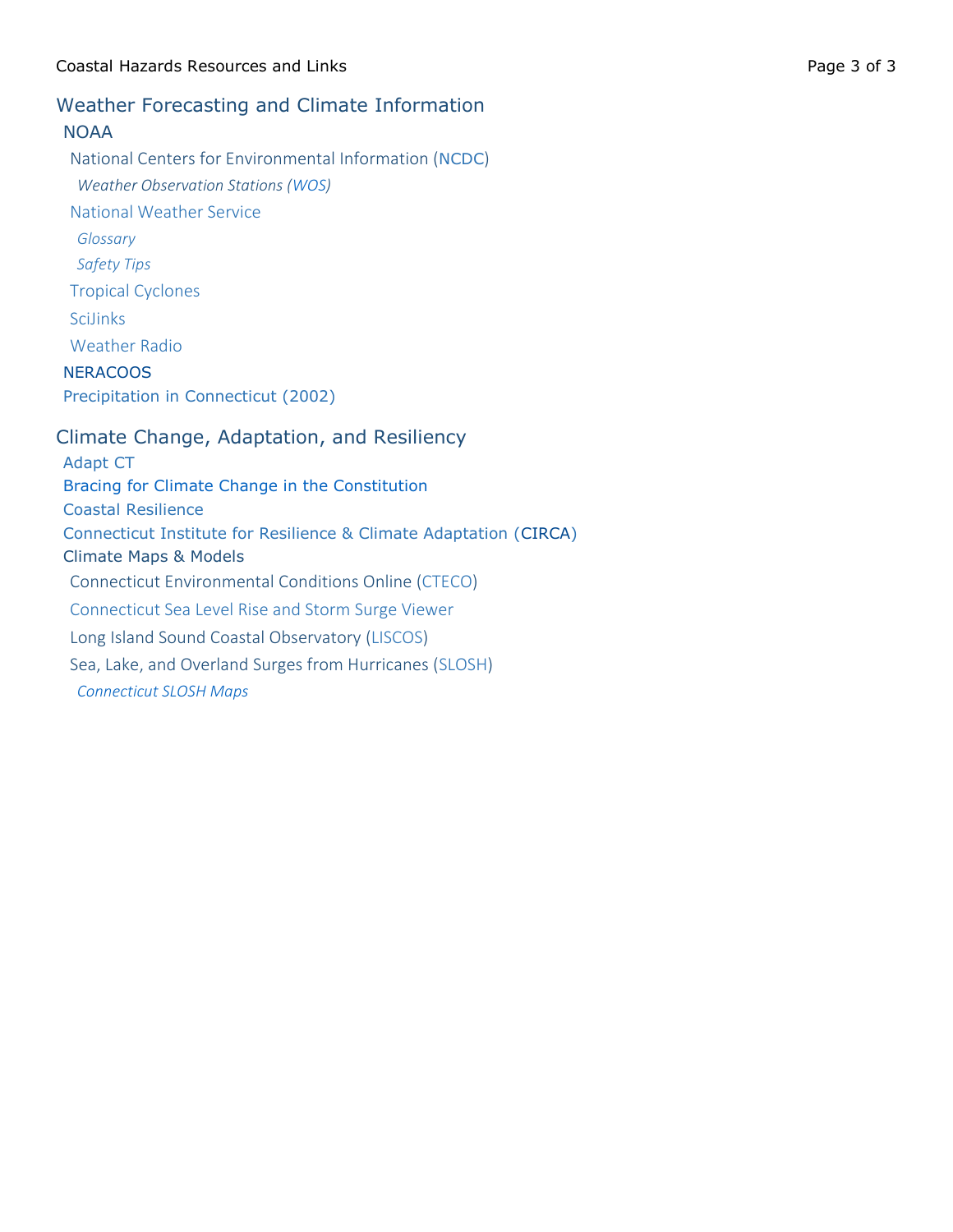## Weather Forecasting and Climate Information

- NOAA
  - National Centers for Environmental Information (NCDC)
    - *Weather Observation Stations (WOS)*
  - National Weather Service
    - *Glossary*
    - *Safety Tips*
  - Tropical Cyclones
  - SciJinks
  - Weather Radio
- NERACOOS
- Precipitation in Connecticut (2002)

## Climate Change, Adaptation, and Resiliency

- Adapt CT
- Bracing for Climate Change in the Constitution
- Coastal Resilience
- Connecticut Institute for Resilience & Climate Adaptation (CIRCA)
- Climate Maps & Models
  - Connecticut Environmental Conditions Online (CTECO)
  - Connecticut Sea Level Rise and Storm Surge Viewer
  - Long Island Sound Coastal Observatory (LISCOS)
  - Sea, Lake, and Overland Surges from Hurricanes (SLOSH)
    - *Connecticut SLOSH Maps*